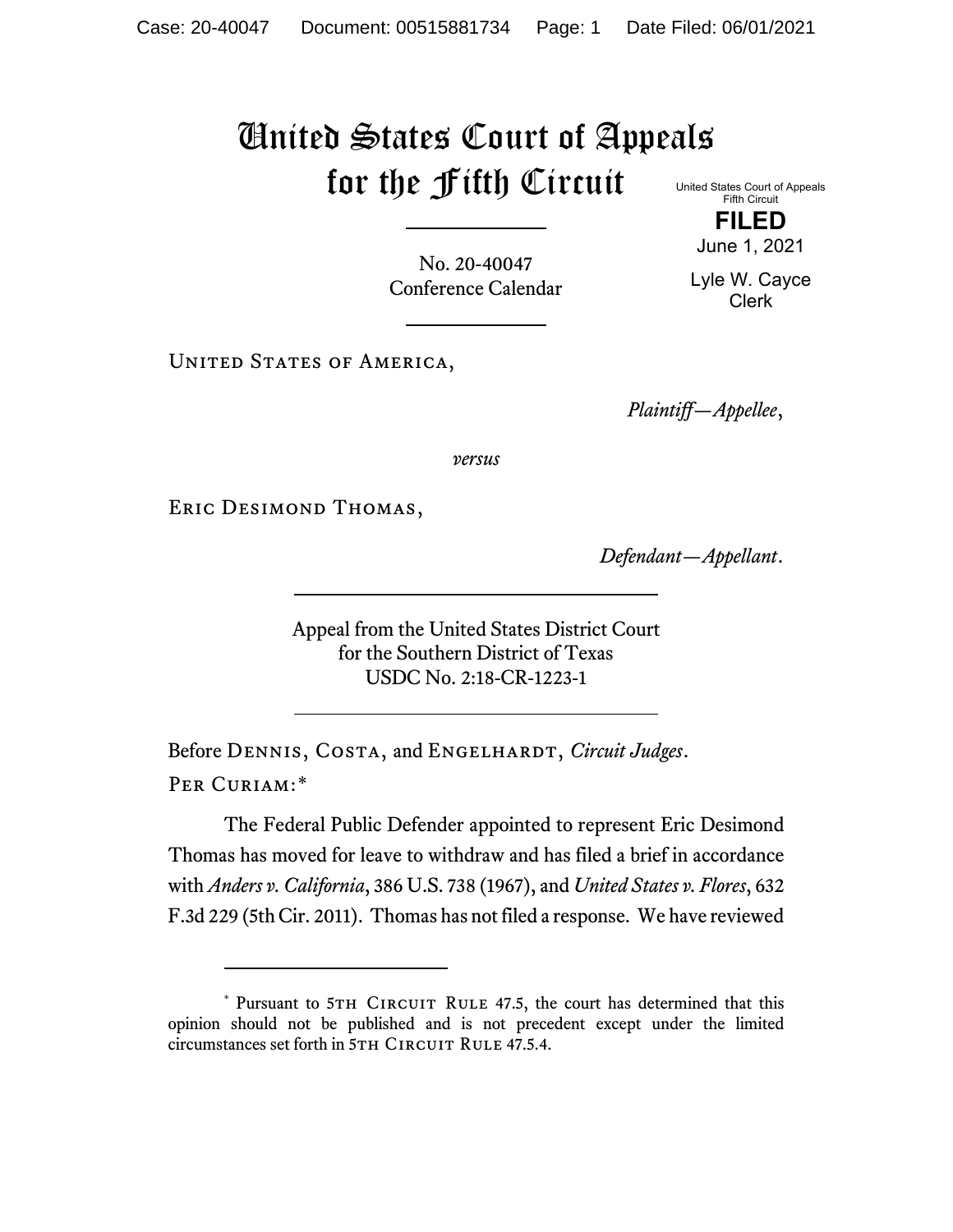# United States Court of Appeals for the Fifth Circuit

United States Court of Appeals
Fifth Circuit

**FILED**

June 1, 2021

Lyle W. Cayce
Clerk

No. 20-40047
Conference Calendar

United States of America,

*Plaintiff—Appellee*,

*versus*

Eric Desimond Thomas,

*Defendant—Appellant*.

Appeal from the United States District Court
for the Southern District of Texas
USDC No. 2:18-CR-1223-1

Before Dennis, Costa, and Engelhardt, *Circuit Judges*.

Per Curiam:*

The Federal Public Defender appointed to represent Eric Desimond Thomas has moved for leave to withdraw and has filed a brief in accordance with *Anders v. California*, 386 U.S. 738 (1967), and *United States v. Flores*, 632 F.3d 229 (5th Cir. 2011). Thomas has not filed a response. We have reviewed

---

* Pursuant to 5th Circuit Rule 47.5, the court has determined that this opinion should not be published and is not precedent except under the limited circumstances set forth in 5th Circuit Rule 47.5.4.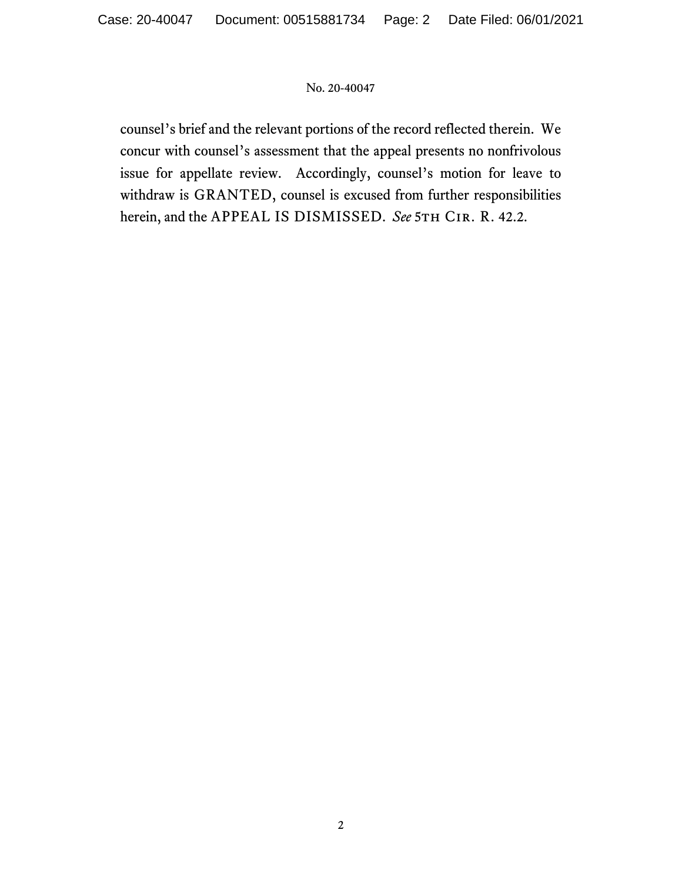counsel's brief and the relevant portions of the record reflected therein. We concur with counsel's assessment that the appeal presents no nonfrivolous issue for appellate review. Accordingly, counsel's motion for leave to withdraw is GRANTED, counsel is excused from further responsibilities herein, and the APPEAL IS DISMISSED. *See* 5TH CIR. R. 42.2.